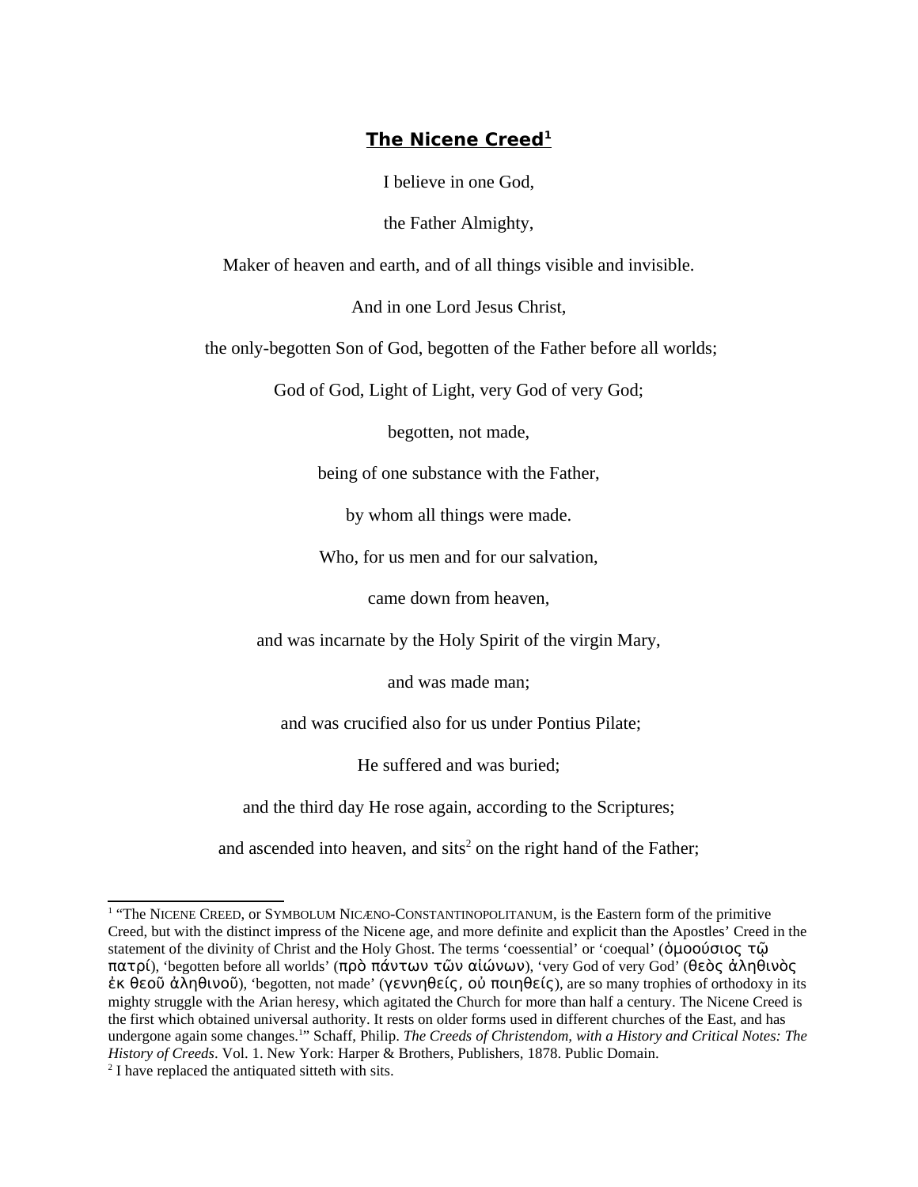# **The Nicene Creed**[1]

I believe in one God,

the Father Almighty,

Maker of heaven and earth, and of all things visible and invisible.

And in one Lord Jesus Christ,

the only-begotten Son of God, begotten of the Father before all worlds;

God of God, Light of Light, very God of very God;

begotten, not made,

being of one substance with the Father,

by whom all things were made.

Who, for us men and for our salvation,

came down from heaven,

and was incarnate by the Holy Spirit of the virgin Mary,

and was made man;

and was crucified also for us under Pontius Pilate;

He suffered and was buried;

and the third day He rose again, according to the Scriptures;

and ascended into heaven, and sits[2] on the right hand of the Father;

---

[1] "The NICENE CREED, or SYMBOLUM NICÆNO-CONSTANTINOPOLITANUM, is the Eastern form of the primitive Creed, but with the distinct impress of the Nicene age, and more definite and explicit than the Apostles' Creed in the statement of the divinity of Christ and the Holy Ghost. The terms 'coessential' or 'coequal' (ὁμοούσιος τῷ πατρί), 'begotten before all worlds' (πρὸ πάντων τῶν αἰώνων), 'very God of very God' (θεὸς ἀληθινὸς ἐκ θεοῦ ἀληθινοῦ), 'begotten, not made' (γεννηθείς, οὐ ποιηθείς), are so many trophies of orthodoxy in its mighty struggle with the Arian heresy, which agitated the Church for more than half a century. The Nicene Creed is the first which obtained universal authority. It rests on older forms used in different churches of the East, and has undergone again some changes.[1]" Schaff, Philip. *The Creeds of Christendom, with a History and Critical Notes: The History of Creeds*. Vol. 1. New York: Harper & Brothers, Publishers, 1878. Public Domain.

[2] I have replaced the antiquated sitteth with sits.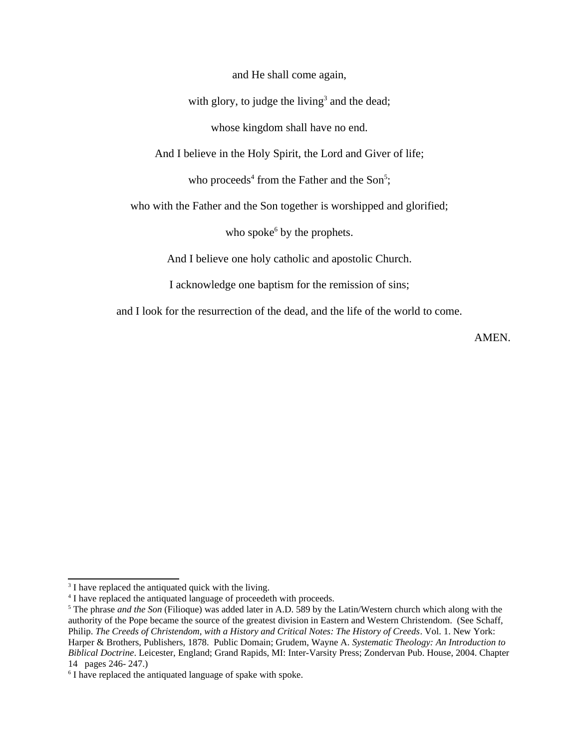and He shall come again,

with glory, to judge the living[3] and the dead;

whose kingdom shall have no end.

And I believe in the Holy Spirit, the Lord and Giver of life;

who proceeds[4] from the Father and the Son[5];

who with the Father and the Son together is worshipped and glorified;

who spoke[6] by the prophets.

And I believe one holy catholic and apostolic Church.

I acknowledge one baptism for the remission of sins;

and I look for the resurrection of the dead, and the life of the world to come.

AMEN.

---

[3] I have replaced the antiquated quick with the living.

[4] I have replaced the antiquated language of proceedeth with proceeds.

[5] The phrase *and the Son* (Filioque) was added later in A.D. 589 by the Latin/Western church which along with the authority of the Pope became the source of the greatest division in Eastern and Western Christendom. (See Schaff, Philip. *The Creeds of Christendom, with a History and Critical Notes: The History of Creeds*. Vol. 1. New York: Harper & Brothers, Publishers, 1878. Public Domain; Grudem, Wayne A. *Systematic Theology: An Introduction to Biblical Doctrine*. Leicester, England; Grand Rapids, MI: Inter-Varsity Press; Zondervan Pub. House, 2004. Chapter 14 pages 246- 247.)

[6] I have replaced the antiquated language of spake with spoke.